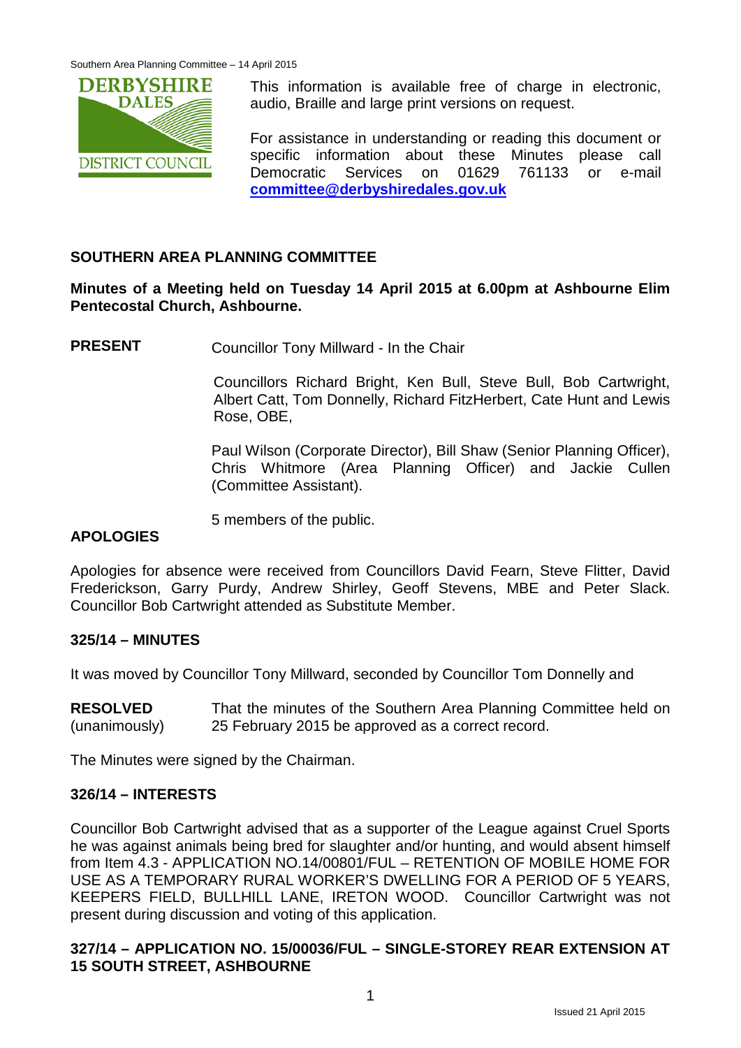This information is available free of charge in electronic, audio, Braille and large print versions on request.

For assistance in understanding or reading this document or specific information about these Minutes please call Democratic Services on 01629 761133 or e-mail **committee@derbyshiredales.gov.uk**

## SOUTHERN AREA PLANNING COMMITTEE

**Minutes of a Meeting held on Tuesday 14 April 2015 at 6.00pm at Ashbourne Elim Pentecostal Church, Ashbourne.**

**PRESENT** Councillor Tony Millward - In the Chair

Councillors Richard Bright, Ken Bull, Steve Bull, Bob Cartwright, Albert Catt, Tom Donnelly, Richard FitzHerbert, Cate Hunt and Lewis Rose, OBE,

Paul Wilson (Corporate Director), Bill Shaw (Senior Planning Officer), Chris Whitmore (Area Planning Officer) and Jackie Cullen (Committee Assistant).

5 members of the public.

**APOLOGIES**

Apologies for absence were received from Councillors David Fearn, Steve Flitter, David Frederickson, Garry Purdy, Andrew Shirley, Geoff Stevens, MBE and Peter Slack. Councillor Bob Cartwright attended as Substitute Member.

**325/14 – MINUTES**

It was moved by Councillor Tony Millward, seconded by Councillor Tom Donnelly and

**RESOLVED** (unanimously) That the minutes of the Southern Area Planning Committee held on 25 February 2015 be approved as a correct record.

The Minutes were signed by the Chairman.

**326/14 – INTERESTS**

Councillor Bob Cartwright advised that as a supporter of the League against Cruel Sports he was against animals being bred for slaughter and/or hunting, and would absent himself from Item 4.3 - APPLICATION NO.14/00801/FUL – RETENTION OF MOBILE HOME FOR USE AS A TEMPORARY RURAL WORKER'S DWELLING FOR A PERIOD OF 5 YEARS, KEEPERS FIELD, BULLHILL LANE, IRETON WOOD. Councillor Cartwright was not present during discussion and voting of this application.

**327/14 – APPLICATION NO. 15/00036/FUL – SINGLE-STOREY REAR EXTENSION AT 15 SOUTH STREET, ASHBOURNE**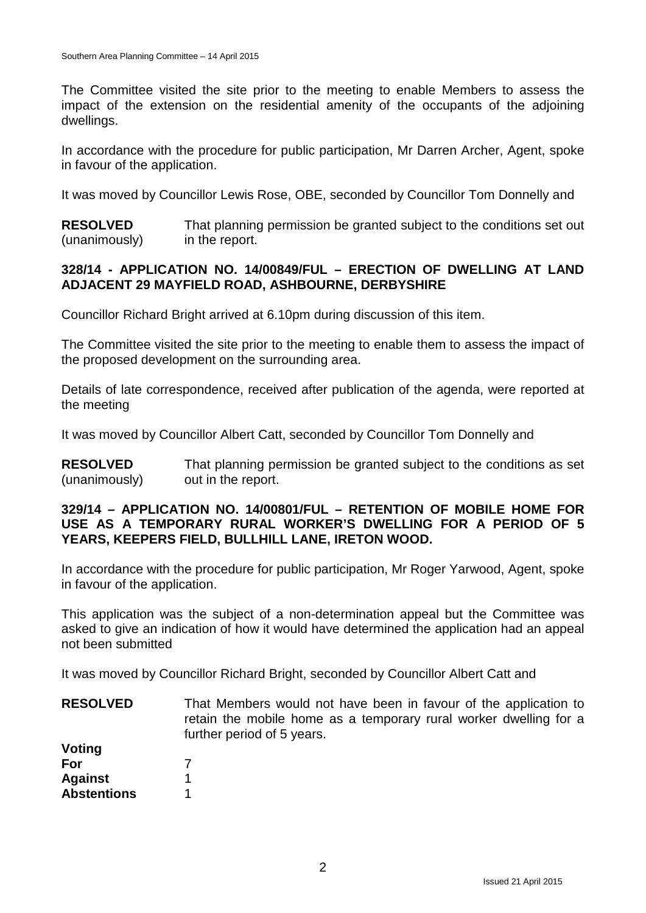The Committee visited the site prior to the meeting to enable Members to assess the impact of the extension on the residential amenity of the occupants of the adjoining dwellings.

In accordance with the procedure for public participation, Mr Darren Archer, Agent, spoke in favour of the application.

It was moved by Councillor Lewis Rose, OBE, seconded by Councillor Tom Donnelly and

**RESOLVED** (unanimously) That planning permission be granted subject to the conditions set out in the report.

### 328/14 - APPLICATION NO. 14/00849/FUL – ERECTION OF DWELLING AT LAND ADJACENT 29 MAYFIELD ROAD, ASHBOURNE, DERBYSHIRE

Councillor Richard Bright arrived at 6.10pm during discussion of this item.

The Committee visited the site prior to the meeting to enable them to assess the impact of the proposed development on the surrounding area.

Details of late correspondence, received after publication of the agenda, were reported at the meeting

It was moved by Councillor Albert Catt, seconded by Councillor Tom Donnelly and

**RESOLVED** (unanimously) That planning permission be granted subject to the conditions as set out in the report.

### 329/14 – APPLICATION NO. 14/00801/FUL – RETENTION OF MOBILE HOME FOR USE AS A TEMPORARY RURAL WORKER'S DWELLING FOR A PERIOD OF 5 YEARS, KEEPERS FIELD, BULLHILL LANE, IRETON WOOD.

In accordance with the procedure for public participation, Mr Roger Yarwood, Agent, spoke in favour of the application.

This application was the subject of a non-determination appeal but the Committee was asked to give an indication of how it would have determined the application had an appeal not been submitted

It was moved by Councillor Richard Bright, seconded by Councillor Albert Catt and

**RESOLVED** That Members would not have been in favour of the application to retain the mobile home as a temporary rural worker dwelling for a further period of 5 years.

**Voting**
**For** 7
**Against** 1
**Abstentions** 1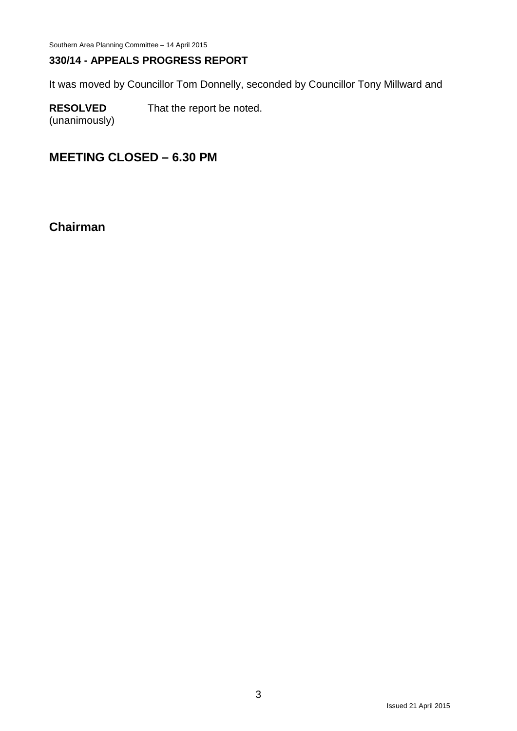## 330/14 - APPEALS PROGRESS REPORT

It was moved by Councillor Tom Donnelly, seconded by Councillor Tony Millward and

**RESOLVED** (unanimously) That the report be noted.

## MEETING CLOSED – 6.30 PM

## Chairman

Issued 21 April 2015